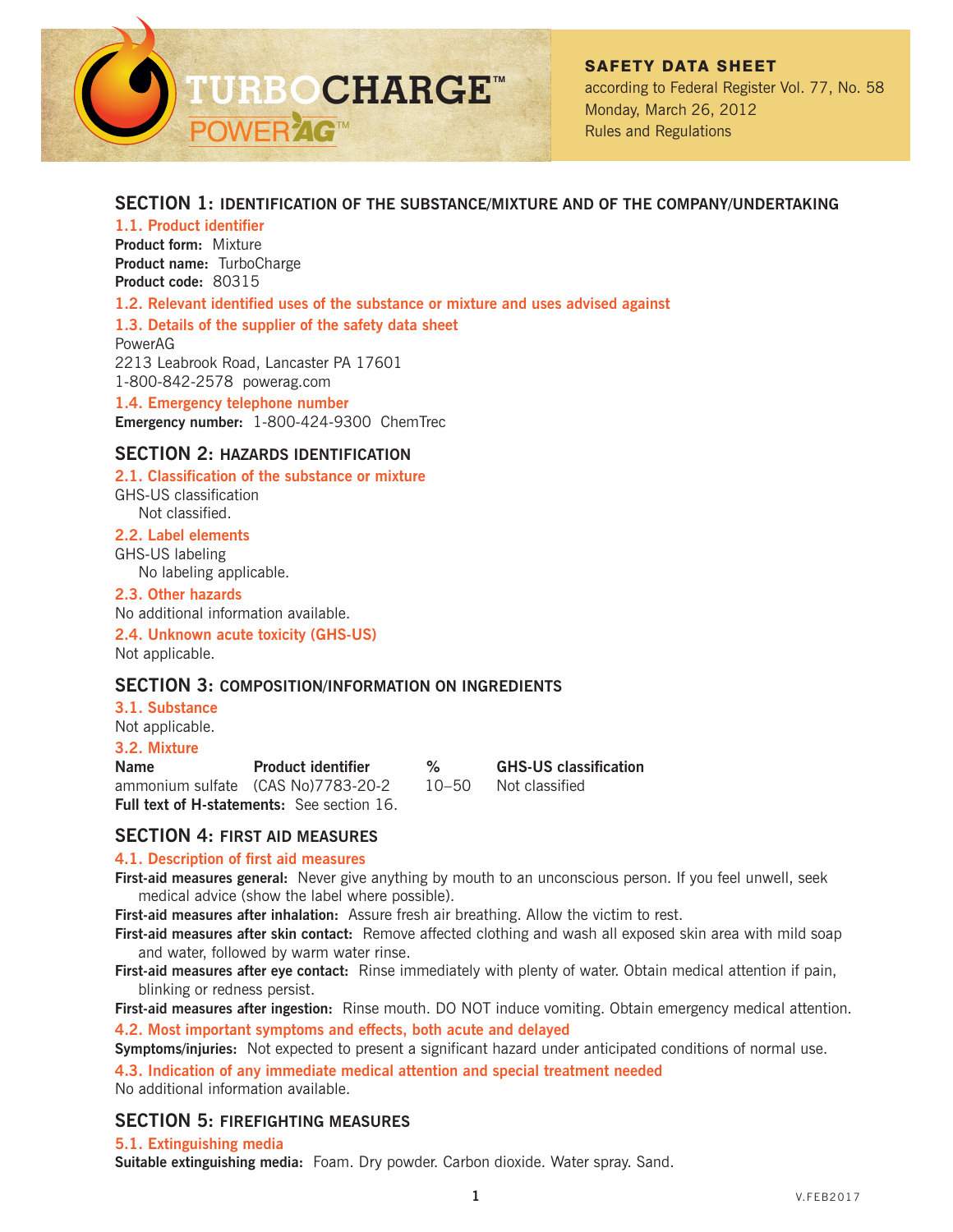TURBOCHARGE™

POWERAG™

**SAFETY DATA SHEET**
according to Federal Register Vol. 77, No. 58
Monday, March 26, 2012
Rules and Regulations

## SECTION 1: IDENTIFICATION OF THE SUBSTANCE/MIXTURE AND OF THE COMPANY/UNDERTAKING

### 1.1. Product identifier

**Product form:** Mixture
**Product name:** TurboCharge
**Product code:** 80315

### 1.2. Relevant identified uses of the substance or mixture and uses advised against

### 1.3. Details of the supplier of the safety data sheet

PowerAG
2213 Leabrook Road, Lancaster PA 17601
1-800-842-2578 powerag.com

### 1.4. Emergency telephone number

**Emergency number:** 1-800-424-9300 ChemTrec

## SECTION 2: HAZARDS IDENTIFICATION

### 2.1. Classification of the substance or mixture

GHS-US classification
Not classified.

### 2.2. Label elements

GHS-US labeling
No labeling applicable.

### 2.3. Other hazards

No additional information available.

### 2.4. Unknown acute toxicity (GHS-US)

Not applicable.

## SECTION 3: COMPOSITION/INFORMATION ON INGREDIENTS

### 3.1. Substance

Not applicable.

### 3.2. Mixture

| Name | Product identifier | % | GHS-US classification |
|---|---|---|---|
| ammonium sulfate | (CAS No)7783-20-2 | 10–50 | Not classified |

**Full text of H-statements:** See section 16.

## SECTION 4: FIRST AID MEASURES

### 4.1. Description of first aid measures

**First-aid measures general:** Never give anything by mouth to an unconscious person. If you feel unwell, seek medical advice (show the label where possible).

**First-aid measures after inhalation:** Assure fresh air breathing. Allow the victim to rest.

**First-aid measures after skin contact:** Remove affected clothing and wash all exposed skin area with mild soap and water, followed by warm water rinse.

**First-aid measures after eye contact:** Rinse immediately with plenty of water. Obtain medical attention if pain, blinking or redness persist.

**First-aid measures after ingestion:** Rinse mouth. DO NOT induce vomiting. Obtain emergency medical attention.

### 4.2. Most important symptoms and effects, both acute and delayed

**Symptoms/injuries:** Not expected to present a significant hazard under anticipated conditions of normal use.

### 4.3. Indication of any immediate medical attention and special treatment needed

No additional information available.

## SECTION 5: FIREFIGHTING MEASURES

### 5.1. Extinguishing media

**Suitable extinguishing media:** Foam. Dry powder. Carbon dioxide. Water spray. Sand.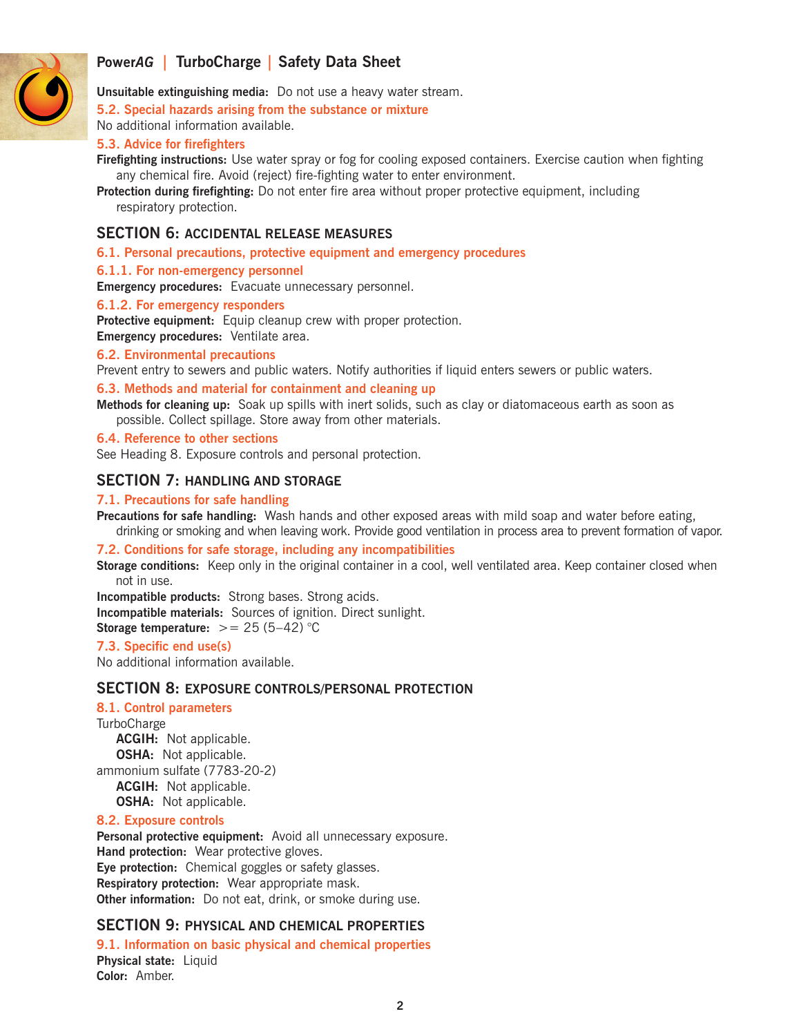**Unsuitable extinguishing media:** Do not use a heavy water stream.

### 5.2. Special hazards arising from the substance or mixture

No additional information available.

### 5.3. Advice for firefighters

**Firefighting instructions:** Use water spray or fog for cooling exposed containers. Exercise caution when fighting any chemical fire. Avoid (reject) fire-fighting water to enter environment.

**Protection during firefighting:** Do not enter fire area without proper protective equipment, including respiratory protection.

## SECTION 6: ACCIDENTAL RELEASE MEASURES

### 6.1. Personal precautions, protective equipment and emergency procedures

#### 6.1.1. For non-emergency personnel

**Emergency procedures:** Evacuate unnecessary personnel.

#### 6.1.2. For emergency responders

**Protective equipment:** Equip cleanup crew with proper protection.

**Emergency procedures:** Ventilate area.

### 6.2. Environmental precautions

Prevent entry to sewers and public waters. Notify authorities if liquid enters sewers or public waters.

### 6.3. Methods and material for containment and cleaning up

**Methods for cleaning up:** Soak up spills with inert solids, such as clay or diatomaceous earth as soon as possible. Collect spillage. Store away from other materials.

### 6.4. Reference to other sections

See Heading 8. Exposure controls and personal protection.

## SECTION 7: HANDLING AND STORAGE

### 7.1. Precautions for safe handling

**Precautions for safe handling:** Wash hands and other exposed areas with mild soap and water before eating, drinking or smoking and when leaving work. Provide good ventilation in process area to prevent formation of vapor.

### 7.2. Conditions for safe storage, including any incompatibilities

**Storage conditions:** Keep only in the original container in a cool, well ventilated area. Keep container closed when not in use.

**Incompatible products:** Strong bases. Strong acids.

**Incompatible materials:** Sources of ignition. Direct sunlight.

**Storage temperature:** >= 25 (5–42) °C

### 7.3. Specific end use(s)

No additional information available.

## SECTION 8: EXPOSURE CONTROLS/PERSONAL PROTECTION

### 8.1. Control parameters

TurboCharge

- **ACGIH:** Not applicable.
- **OSHA:** Not applicable.

ammonium sulfate (7783-20-2)

- **ACGIH:** Not applicable.
- **OSHA:** Not applicable.

### 8.2. Exposure controls

**Personal protective equipment:** Avoid all unnecessary exposure.

**Hand protection:** Wear protective gloves.

**Eye protection:** Chemical goggles or safety glasses.

**Respiratory protection:** Wear appropriate mask.

**Other information:** Do not eat, drink, or smoke during use.

## SECTION 9: PHYSICAL AND CHEMICAL PROPERTIES

### 9.1. Information on basic physical and chemical properties

**Physical state:** Liquid

**Color:** Amber.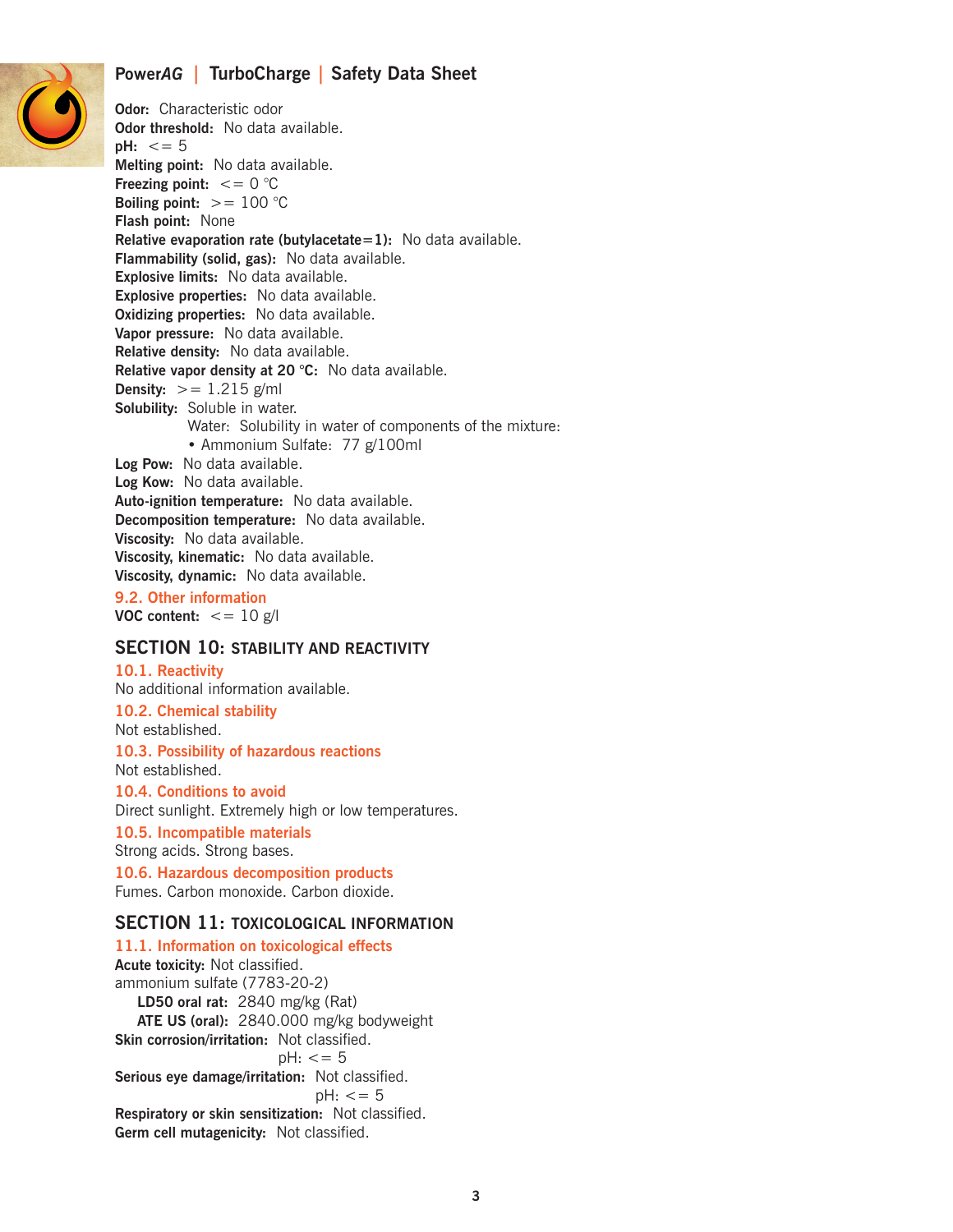**Odor:** Characteristic odor
**Odor threshold:** No data available.
**pH:** <= 5
**Melting point:** No data available.
**Freezing point:** <= 0 °C
**Boiling point:** >= 100 °C
**Flash point:** None
**Relative evaporation rate (butylacetate=1):** No data available.
**Flammability (solid, gas):** No data available.
**Explosive limits:** No data available.
**Explosive properties:** No data available.
**Oxidizing properties:** No data available.
**Vapor pressure:** No data available.
**Relative density:** No data available.
**Relative vapor density at 20 °C:** No data available.
**Density:** >= 1.215 g/ml
**Solubility:** Soluble in water.
Water: Solubility in water of components of the mixture:
- Ammonium Sulfate: 77 g/100ml

**Log Pow:** No data available.
**Log Kow:** No data available.
**Auto-ignition temperature:** No data available.
**Decomposition temperature:** No data available.
**Viscosity:** No data available.
**Viscosity, kinematic:** No data available.
**Viscosity, dynamic:** No data available.

### 9.2. Other information

**VOC content:** <= 10 g/l

## SECTION 10: STABILITY AND REACTIVITY

### 10.1. Reactivity

No additional information available.

### 10.2. Chemical stability

Not established.

### 10.3. Possibility of hazardous reactions

Not established.

### 10.4. Conditions to avoid

Direct sunlight. Extremely high or low temperatures.

### 10.5. Incompatible materials

Strong acids. Strong bases.

### 10.6. Hazardous decomposition products

Fumes. Carbon monoxide. Carbon dioxide.

## SECTION 11: TOXICOLOGICAL INFORMATION

### 11.1. Information on toxicological effects

**Acute toxicity:** Not classified.
ammonium sulfate (7783-20-2)
**LD50 oral rat:** 2840 mg/kg (Rat)
**ATE US (oral):** 2840.000 mg/kg bodyweight
**Skin corrosion/irritation:** Not classified.
pH: <= 5
**Serious eye damage/irritation:** Not classified.
pH: <= 5
**Respiratory or skin sensitization:** Not classified.
**Germ cell mutagenicity:** Not classified.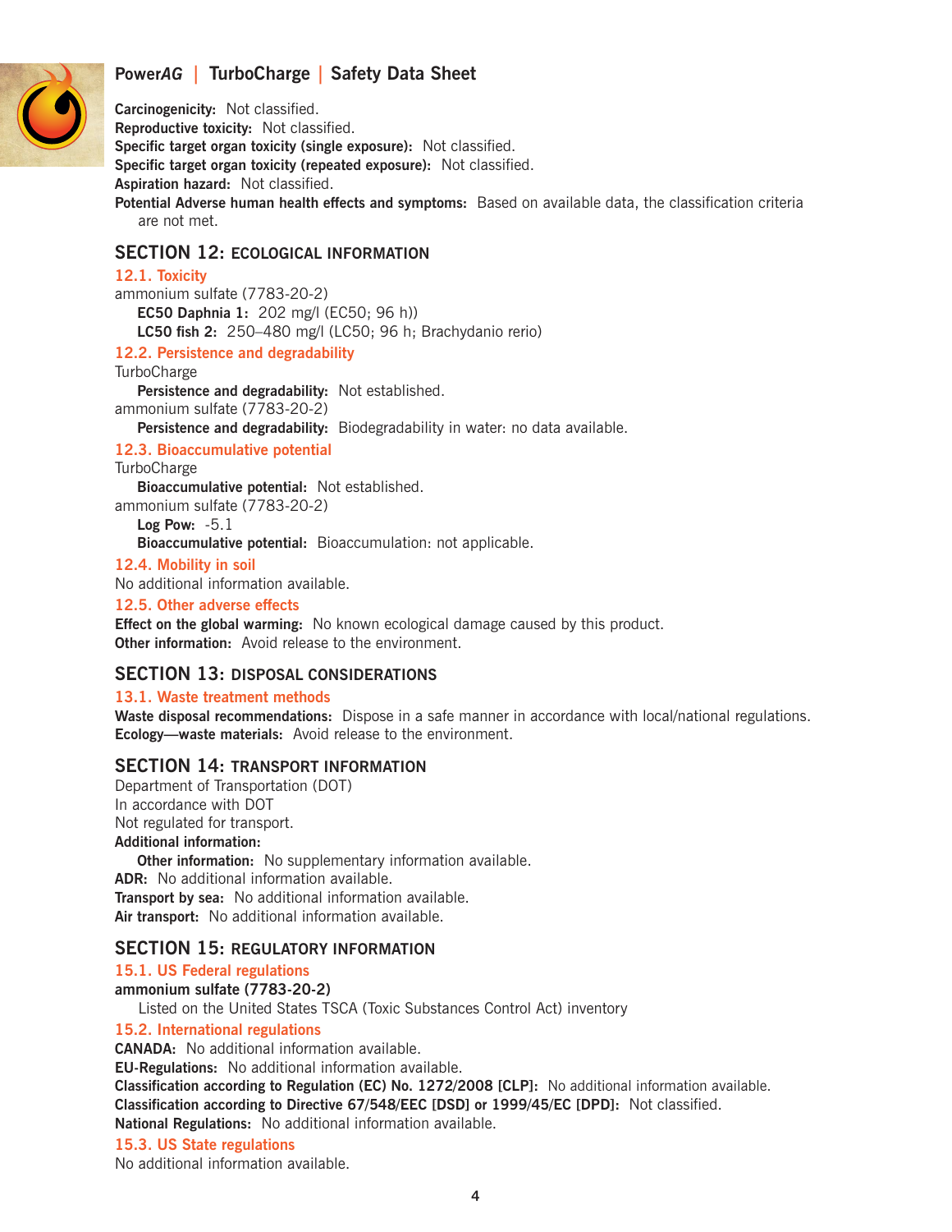**Carcinogenicity:** Not classified.
**Reproductive toxicity:** Not classified.
**Specific target organ toxicity (single exposure):** Not classified.
**Specific target organ toxicity (repeated exposure):** Not classified.
**Aspiration hazard:** Not classified.
**Potential Adverse human health effects and symptoms:** Based on available data, the classification criteria are not met.

## SECTION 12: ECOLOGICAL INFORMATION

### 12.1. Toxicity

ammonium sulfate (7783-20-2)

**EC50 Daphnia 1:** 202 mg/l (EC50; 96 h))
**LC50 fish 2:** 250–480 mg/l (LC50; 96 h; Brachydanio rerio)

### 12.2. Persistence and degradability

TurboCharge

**Persistence and degradability:** Not established.

ammonium sulfate (7783-20-2)

**Persistence and degradability:** Biodegradability in water: no data available.

### 12.3. Bioaccumulative potential

TurboCharge

**Bioaccumulative potential:** Not established.

ammonium sulfate (7783-20-2)

**Log Pow:** -5.1
**Bioaccumulative potential:** Bioaccumulation: not applicable.

### 12.4. Mobility in soil

No additional information available.

### 12.5. Other adverse effects

**Effect on the global warming:** No known ecological damage caused by this product.
**Other information:** Avoid release to the environment.

## SECTION 13: DISPOSAL CONSIDERATIONS

### 13.1. Waste treatment methods

**Waste disposal recommendations:** Dispose in a safe manner in accordance with local/national regulations.
**Ecology—waste materials:** Avoid release to the environment.

## SECTION 14: TRANSPORT INFORMATION

Department of Transportation (DOT)
In accordance with DOT
Not regulated for transport.
**Additional information:**

**Other information:** No supplementary information available.

**ADR:** No additional information available.
**Transport by sea:** No additional information available.
**Air transport:** No additional information available.

## SECTION 15: REGULATORY INFORMATION

### 15.1. US Federal regulations

**ammonium sulfate (7783-20-2)**

Listed on the United States TSCA (Toxic Substances Control Act) inventory

### 15.2. International regulations

**CANADA:** No additional information available.
**EU-Regulations:** No additional information available.
**Classification according to Regulation (EC) No. 1272/2008 [CLP]:** No additional information available.
**Classification according to Directive 67/548/EEC [DSD] or 1999/45/EC [DPD]:** Not classified.
**National Regulations:** No additional information available.

### 15.3. US State regulations

No additional information available.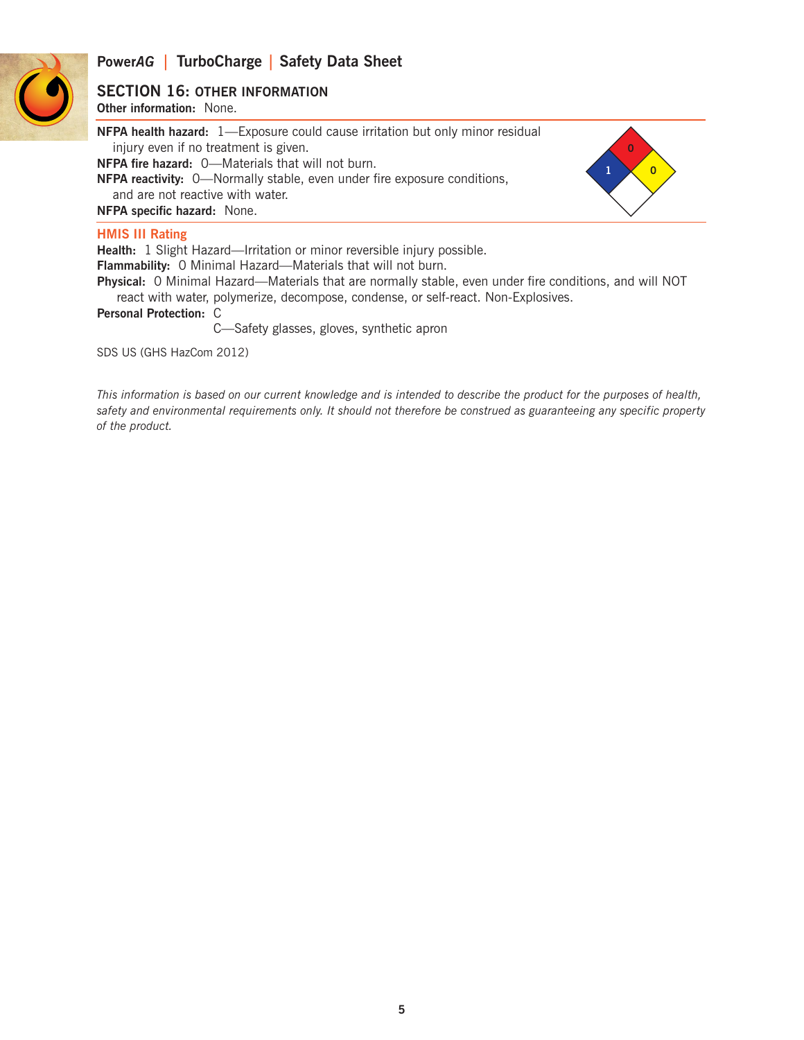## SECTION 16: OTHER INFORMATION

**Other information:** None.

**NFPA health hazard:** 1—Exposure could cause irritation but only minor residual injury even if no treatment is given.
**NFPA fire hazard:** 0—Materials that will not burn.
**NFPA reactivity:** 0—Normally stable, even under fire exposure conditions, and are not reactive with water.
**NFPA specific hazard:** None.

0
1
0

### HMIS III Rating

**Health:** 1 Slight Hazard—Irritation or minor reversible injury possible.
**Flammability:** 0 Minimal Hazard—Materials that will not burn.
**Physical:** 0 Minimal Hazard—Materials that are normally stable, even under fire conditions, and will NOT react with water, polymerize, decompose, condense, or self-react. Non-Explosives.
**Personal Protection:** C
C—Safety glasses, gloves, synthetic apron

SDS US (GHS HazCom 2012)

*This information is based on our current knowledge and is intended to describe the product for the purposes of health, safety and environmental requirements only. It should not therefore be construed as guaranteeing any specific property of the product.*